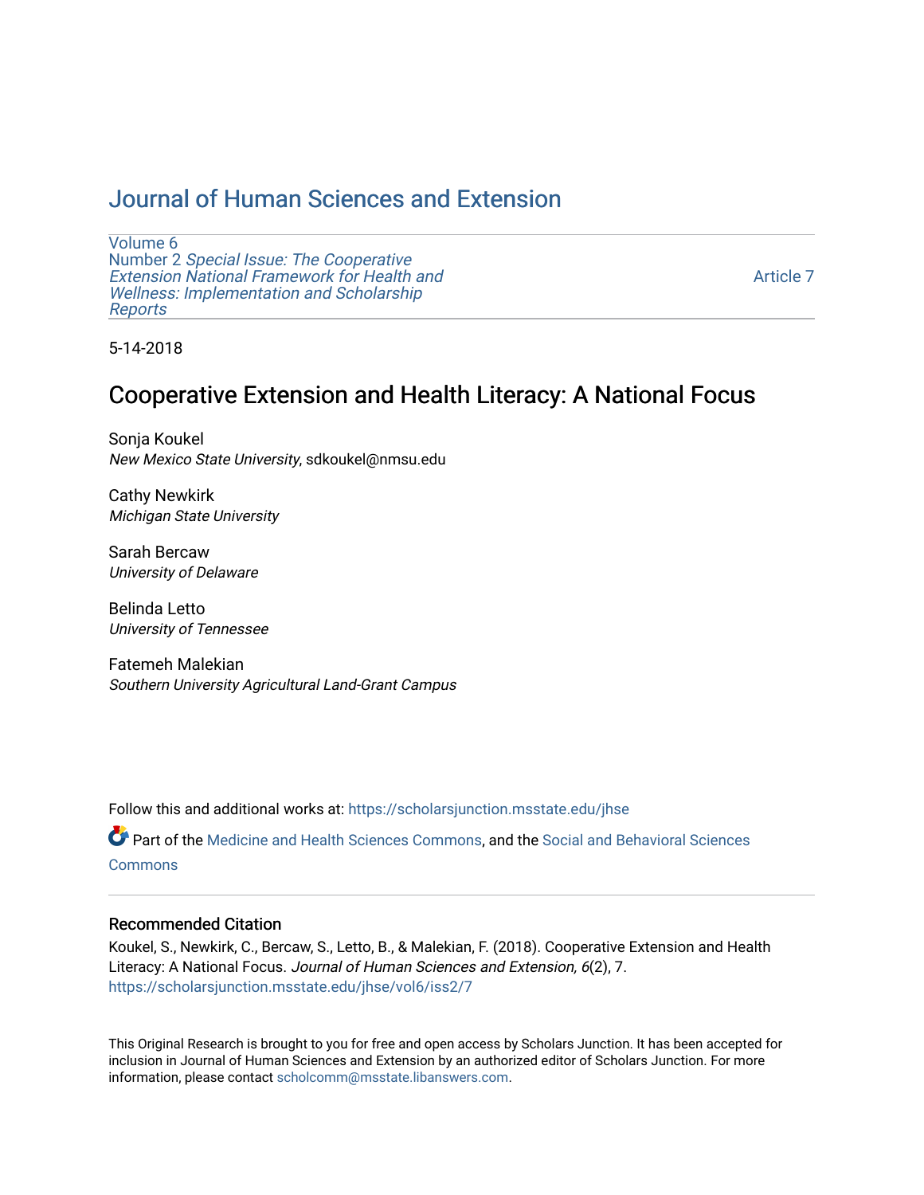# Journal of Human Sciences and Extension

Volume 6
Number 2 *Special Issue: The Cooperative Extension National Framework for Health and Wellness: Implementation and Scholarship Reports*

Article 7

5-14-2018

## Cooperative Extension and Health Literacy: A National Focus

Sonja Koukel
*New Mexico State University*, sdkoukel@nmsu.edu

Cathy Newkirk
*Michigan State University*

Sarah Bercaw
*University of Delaware*

Belinda Letto
*University of Tennessee*

Fatemeh Malekian
*Southern University Agricultural Land-Grant Campus*

Follow this and additional works at: https://scholarsjunction.msstate.edu/jhse

Part of the Medicine and Health Sciences Commons, and the Social and Behavioral Sciences Commons

### Recommended Citation

Koukel, S., Newkirk, C., Bercaw, S., Letto, B., & Malekian, F. (2018). Cooperative Extension and Health Literacy: A National Focus. *Journal of Human Sciences and Extension, 6*(2), 7.
https://scholarsjunction.msstate.edu/jhse/vol6/iss2/7

This Original Research is brought to you for free and open access by Scholars Junction. It has been accepted for inclusion in Journal of Human Sciences and Extension by an authorized editor of Scholars Junction. For more information, please contact scholcomm@msstate.libanswers.com.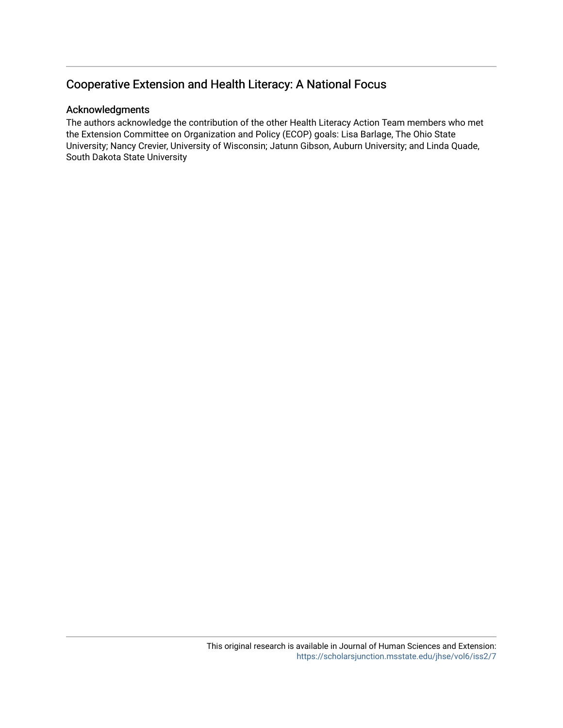## Cooperative Extension and Health Literacy: A National Focus

### Acknowledgments

The authors acknowledge the contribution of the other Health Literacy Action Team members who met the Extension Committee on Organization and Policy (ECOP) goals: Lisa Barlage, The Ohio State University; Nancy Crevier, University of Wisconsin; Jatunn Gibson, Auburn University; and Linda Quade, South Dakota State University

This original research is available in Journal of Human Sciences and Extension: https://scholarsjunction.msstate.edu/jhse/vol6/iss2/7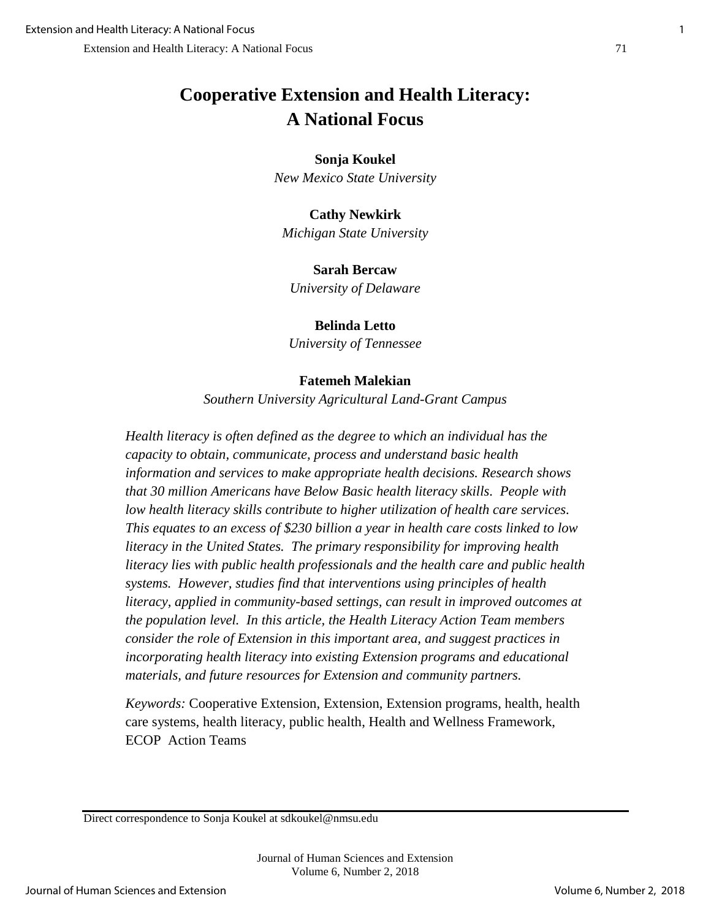# Cooperative Extension and Health Literacy: A National Focus

**Sonja Koukel**
*New Mexico State University*

**Cathy Newkirk**
*Michigan State University*

**Sarah Bercaw**
*University of Delaware*

**Belinda Letto**
*University of Tennessee*

**Fatemeh Malekian**
*Southern University Agricultural Land-Grant Campus*

*Health literacy is often defined as the degree to which an individual has the capacity to obtain, communicate, process and understand basic health information and services to make appropriate health decisions. Research shows that 30 million Americans have Below Basic health literacy skills. People with low health literacy skills contribute to higher utilization of health care services. This equates to an excess of $230 billion a year in health care costs linked to low literacy in the United States. The primary responsibility for improving health literacy lies with public health professionals and the health care and public health systems. However, studies find that interventions using principles of health literacy, applied in community-based settings, can result in improved outcomes at the population level. In this article, the Health Literacy Action Team members consider the role of Extension in this important area, and suggest practices in incorporating health literacy into existing Extension programs and educational materials, and future resources for Extension and community partners.*

*Keywords:* Cooperative Extension, Extension, Extension programs, health, health care systems, health literacy, public health, Health and Wellness Framework, ECOP Action Teams

---

Direct correspondence to Sonja Koukel at sdkoukel@nmsu.edu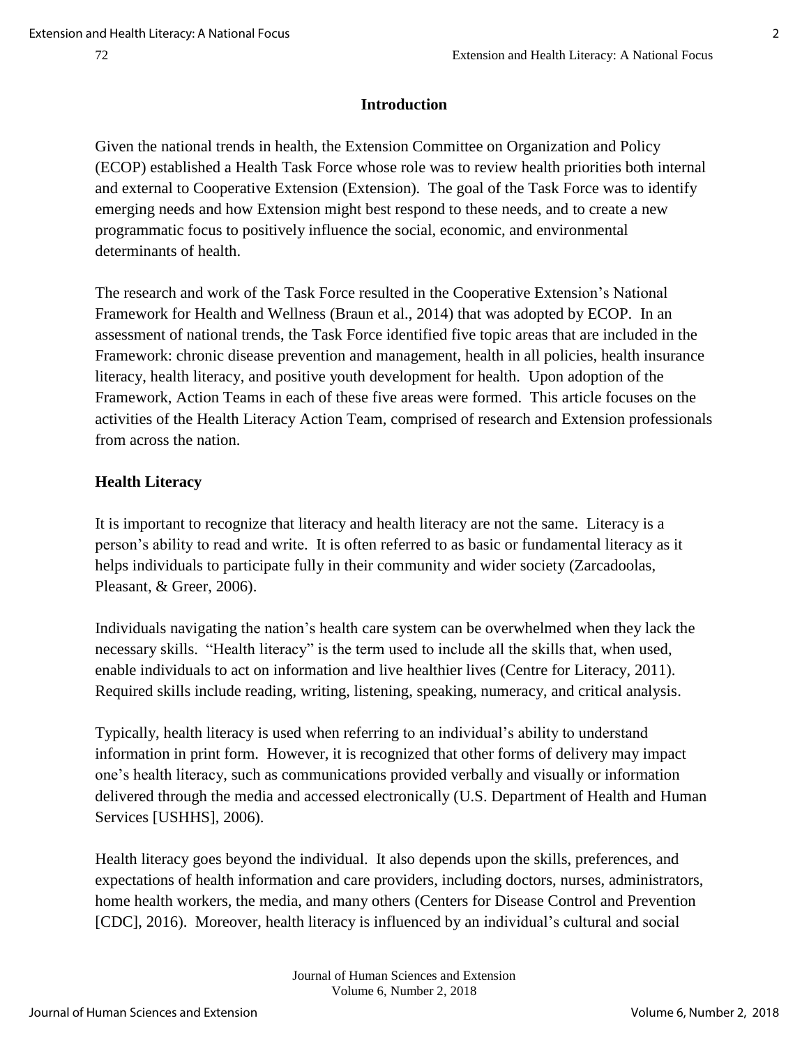## Introduction

Given the national trends in health, the Extension Committee on Organization and Policy (ECOP) established a Health Task Force whose role was to review health priorities both internal and external to Cooperative Extension (Extension). The goal of the Task Force was to identify emerging needs and how Extension might best respond to these needs, and to create a new programmatic focus to positively influence the social, economic, and environmental determinants of health.

The research and work of the Task Force resulted in the Cooperative Extension's National Framework for Health and Wellness (Braun et al., 2014) that was adopted by ECOP. In an assessment of national trends, the Task Force identified five topic areas that are included in the Framework: chronic disease prevention and management, health in all policies, health insurance literacy, health literacy, and positive youth development for health. Upon adoption of the Framework, Action Teams in each of these five areas were formed. This article focuses on the activities of the Health Literacy Action Team, comprised of research and Extension professionals from across the nation.

### Health Literacy

It is important to recognize that literacy and health literacy are not the same. Literacy is a person's ability to read and write. It is often referred to as basic or fundamental literacy as it helps individuals to participate fully in their community and wider society (Zarcadoolas, Pleasant, & Greer, 2006).

Individuals navigating the nation's health care system can be overwhelmed when they lack the necessary skills. "Health literacy" is the term used to include all the skills that, when used, enable individuals to act on information and live healthier lives (Centre for Literacy, 2011). Required skills include reading, writing, listening, speaking, numeracy, and critical analysis.

Typically, health literacy is used when referring to an individual's ability to understand information in print form. However, it is recognized that other forms of delivery may impact one's health literacy, such as communications provided verbally and visually or information delivered through the media and accessed electronically (U.S. Department of Health and Human Services [USHHS], 2006).

Health literacy goes beyond the individual. It also depends upon the skills, preferences, and expectations of health information and care providers, including doctors, nurses, administrators, home health workers, the media, and many others (Centers for Disease Control and Prevention [CDC], 2016). Moreover, health literacy is influenced by an individual's cultural and social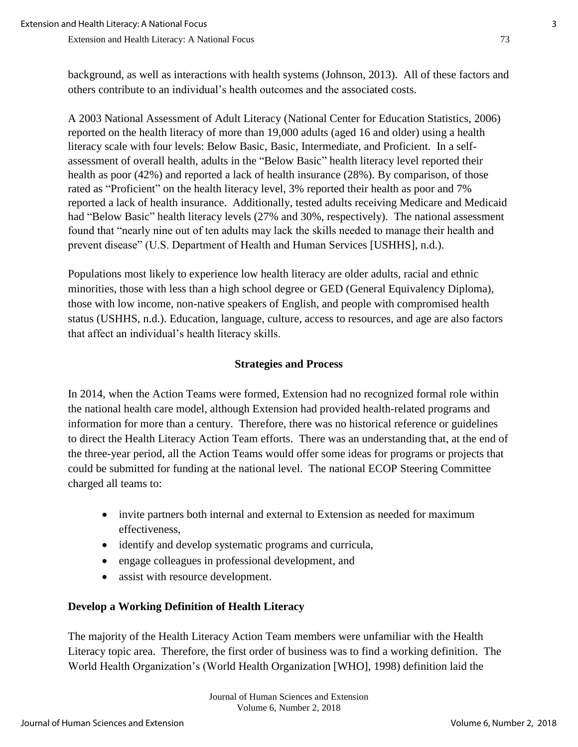background, as well as interactions with health systems (Johnson, 2013). All of these factors and others contribute to an individual's health outcomes and the associated costs.

A 2003 National Assessment of Adult Literacy (National Center for Education Statistics, 2006) reported on the health literacy of more than 19,000 adults (aged 16 and older) using a health literacy scale with four levels: Below Basic, Basic, Intermediate, and Proficient. In a self-assessment of overall health, adults in the "Below Basic" health literacy level reported their health as poor (42%) and reported a lack of health insurance (28%). By comparison, of those rated as "Proficient" on the health literacy level, 3% reported their health as poor and 7% reported a lack of health insurance. Additionally, tested adults receiving Medicare and Medicaid had "Below Basic" health literacy levels (27% and 30%, respectively). The national assessment found that "nearly nine out of ten adults may lack the skills needed to manage their health and prevent disease" (U.S. Department of Health and Human Services [USHHS], n.d.).

Populations most likely to experience low health literacy are older adults, racial and ethnic minorities, those with less than a high school degree or GED (General Equivalency Diploma), those with low income, non-native speakers of English, and people with compromised health status (USHHS, n.d.). Education, language, culture, access to resources, and age are also factors that affect an individual's health literacy skills.

## Strategies and Process

In 2014, when the Action Teams were formed, Extension had no recognized formal role within the national health care model, although Extension had provided health-related programs and information for more than a century. Therefore, there was no historical reference or guidelines to direct the Health Literacy Action Team efforts. There was an understanding that, at the end of the three-year period, all the Action Teams would offer some ideas for programs or projects that could be submitted for funding at the national level. The national ECOP Steering Committee charged all teams to:

- invite partners both internal and external to Extension as needed for maximum effectiveness,
- identify and develop systematic programs and curricula,
- engage colleagues in professional development, and
- assist with resource development.

### Develop a Working Definition of Health Literacy

The majority of the Health Literacy Action Team members were unfamiliar with the Health Literacy topic area. Therefore, the first order of business was to find a working definition. The World Health Organization's (World Health Organization [WHO], 1998) definition laid the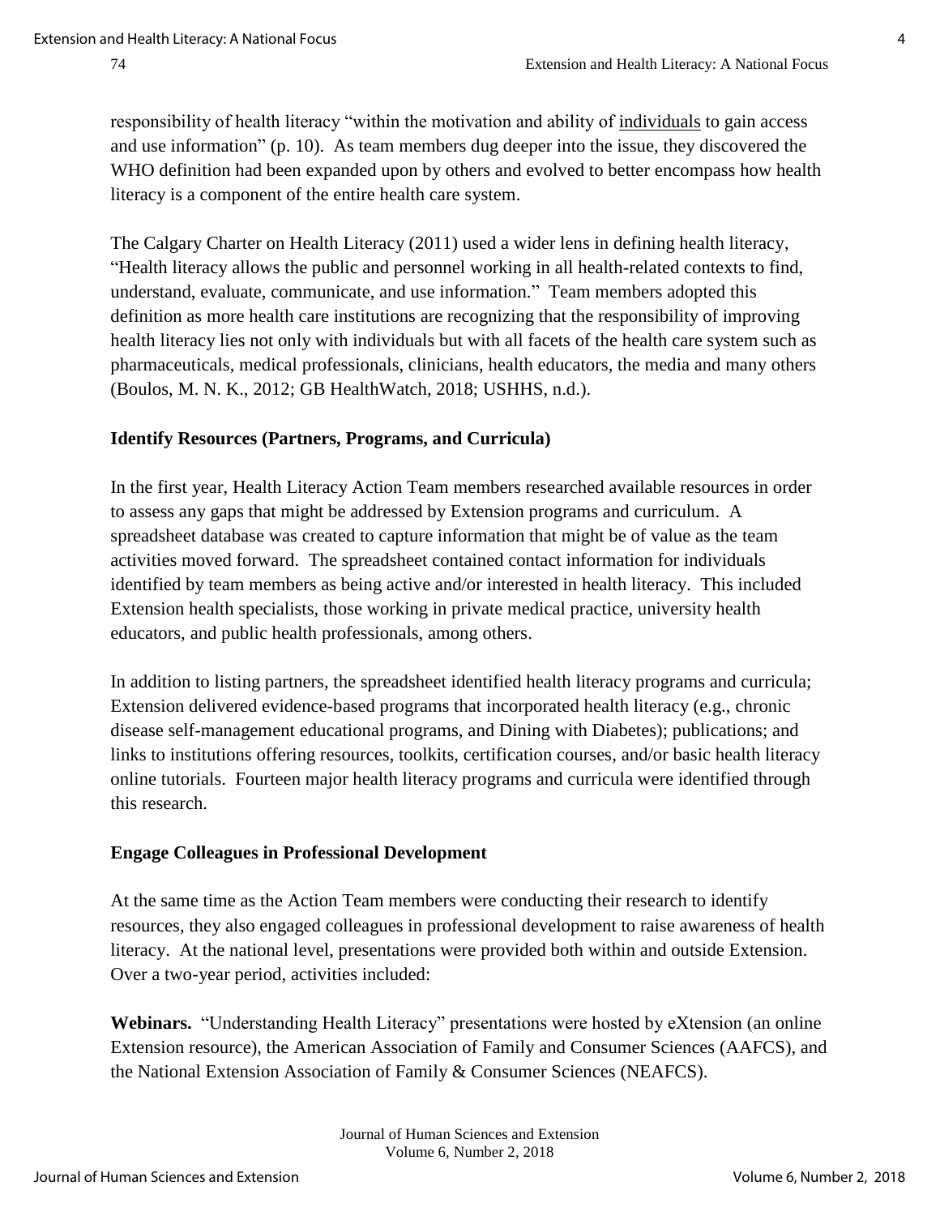responsibility of health literacy "within the motivation and ability of <u>individuals</u> to gain access and use information" (p. 10). As team members dug deeper into the issue, they discovered the WHO definition had been expanded upon by others and evolved to better encompass how health literacy is a component of the entire health care system.

The Calgary Charter on Health Literacy (2011) used a wider lens in defining health literacy, "Health literacy allows the public and personnel working in all health-related contexts to find, understand, evaluate, communicate, and use information." Team members adopted this definition as more health care institutions are recognizing that the responsibility of improving health literacy lies not only with individuals but with all facets of the health care system such as pharmaceuticals, medical professionals, clinicians, health educators, the media and many others (Boulos, M. N. K., 2012; GB HealthWatch, 2018; USHHS, n.d.).

### Identify Resources (Partners, Programs, and Curricula)

In the first year, Health Literacy Action Team members researched available resources in order to assess any gaps that might be addressed by Extension programs and curriculum. A spreadsheet database was created to capture information that might be of value as the team activities moved forward. The spreadsheet contained contact information for individuals identified by team members as being active and/or interested in health literacy. This included Extension health specialists, those working in private medical practice, university health educators, and public health professionals, among others.

In addition to listing partners, the spreadsheet identified health literacy programs and curricula; Extension delivered evidence-based programs that incorporated health literacy (e.g., chronic disease self-management educational programs, and Dining with Diabetes); publications; and links to institutions offering resources, toolkits, certification courses, and/or basic health literacy online tutorials. Fourteen major health literacy programs and curricula were identified through this research.

### Engage Colleagues in Professional Development

At the same time as the Action Team members were conducting their research to identify resources, they also engaged colleagues in professional development to raise awareness of health literacy. At the national level, presentations were provided both within and outside Extension. Over a two-year period, activities included:

**Webinars.** "Understanding Health Literacy" presentations were hosted by eXtension (an online Extension resource), the American Association of Family and Consumer Sciences (AAFCS), and the National Extension Association of Family & Consumer Sciences (NEAFCS).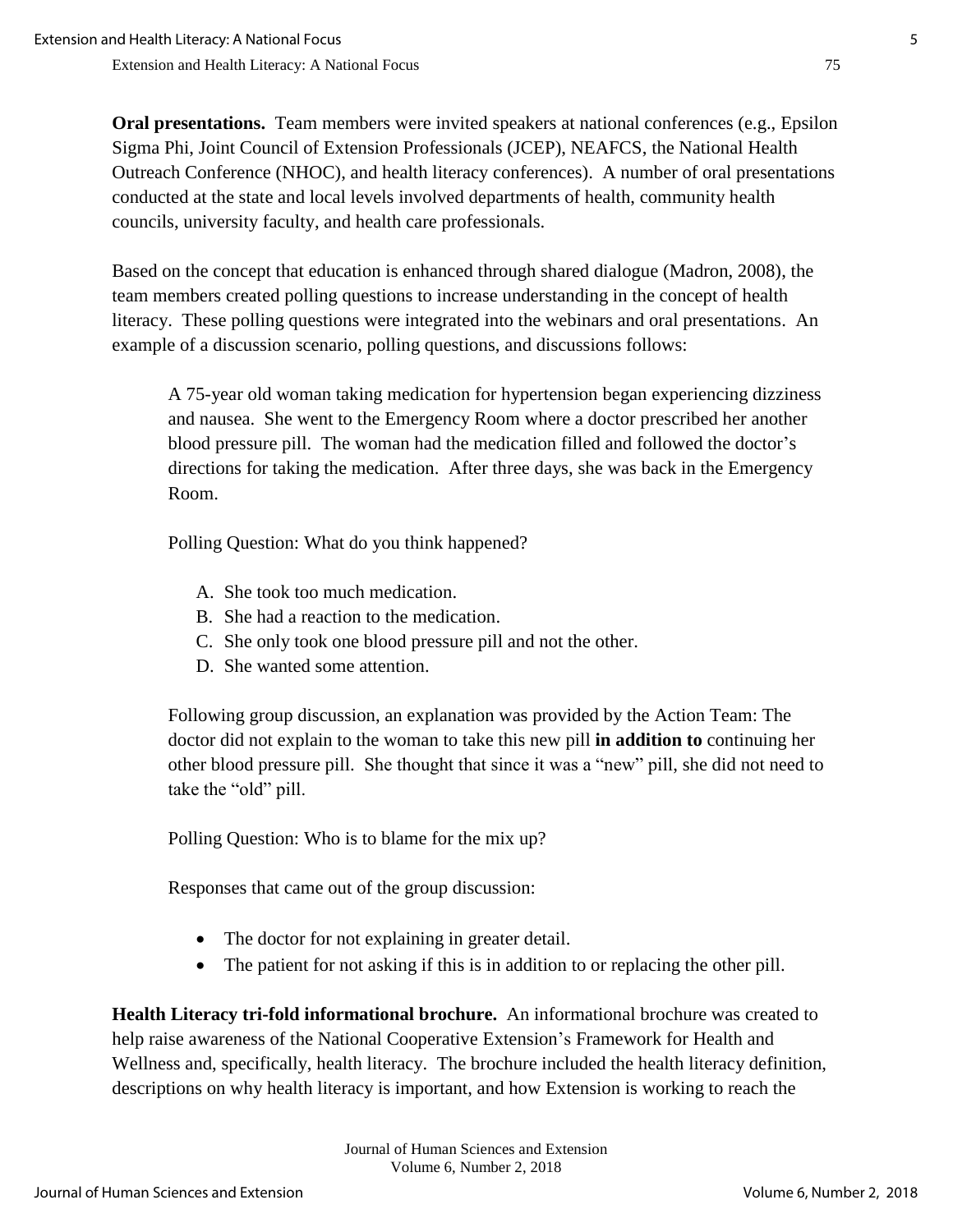**Oral presentations.** Team members were invited speakers at national conferences (e.g., Epsilon Sigma Phi, Joint Council of Extension Professionals (JCEP), NEAFCS, the National Health Outreach Conference (NHOC), and health literacy conferences). A number of oral presentations conducted at the state and local levels involved departments of health, community health councils, university faculty, and health care professionals.

Based on the concept that education is enhanced through shared dialogue (Madron, 2008), the team members created polling questions to increase understanding in the concept of health literacy. These polling questions were integrated into the webinars and oral presentations. An example of a discussion scenario, polling questions, and discussions follows:

> A 75-year old woman taking medication for hypertension began experiencing dizziness and nausea. She went to the Emergency Room where a doctor prescribed her another blood pressure pill. The woman had the medication filled and followed the doctor's directions for taking the medication. After three days, she was back in the Emergency Room.
>
> Polling Question: What do you think happened?
>
> A. She took too much medication.
> B. She had a reaction to the medication.
> C. She only took one blood pressure pill and not the other.
> D. She wanted some attention.
>
> Following group discussion, an explanation was provided by the Action Team: The doctor did not explain to the woman to take this new pill **in addition to** continuing her other blood pressure pill. She thought that since it was a "new" pill, she did not need to take the "old" pill.
>
> Polling Question: Who is to blame for the mix up?
>
> Responses that came out of the group discussion:
>
> - The doctor for not explaining in greater detail.
> - The patient for not asking if this is in addition to or replacing the other pill.

**Health Literacy tri-fold informational brochure.** An informational brochure was created to help raise awareness of the National Cooperative Extension's Framework for Health and Wellness and, specifically, health literacy. The brochure included the health literacy definition, descriptions on why health literacy is important, and how Extension is working to reach the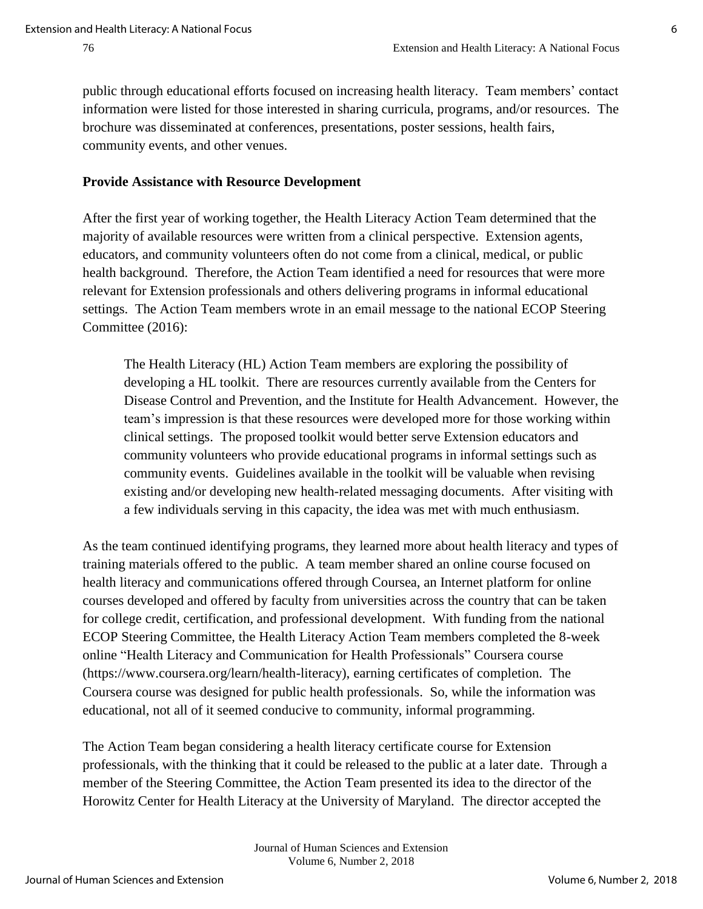public through educational efforts focused on increasing health literacy. Team members' contact information were listed for those interested in sharing curricula, programs, and/or resources. The brochure was disseminated at conferences, presentations, poster sessions, health fairs, community events, and other venues.

**Provide Assistance with Resource Development**

After the first year of working together, the Health Literacy Action Team determined that the majority of available resources were written from a clinical perspective. Extension agents, educators, and community volunteers often do not come from a clinical, medical, or public health background. Therefore, the Action Team identified a need for resources that were more relevant for Extension professionals and others delivering programs in informal educational settings. The Action Team members wrote in an email message to the national ECOP Steering Committee (2016):

> The Health Literacy (HL) Action Team members are exploring the possibility of developing a HL toolkit. There are resources currently available from the Centers for Disease Control and Prevention, and the Institute for Health Advancement. However, the team's impression is that these resources were developed more for those working within clinical settings. The proposed toolkit would better serve Extension educators and community volunteers who provide educational programs in informal settings such as community events. Guidelines available in the toolkit will be valuable when revising existing and/or developing new health-related messaging documents. After visiting with a few individuals serving in this capacity, the idea was met with much enthusiasm.

As the team continued identifying programs, they learned more about health literacy and types of training materials offered to the public. A team member shared an online course focused on health literacy and communications offered through Coursea, an Internet platform for online courses developed and offered by faculty from universities across the country that can be taken for college credit, certification, and professional development. With funding from the national ECOP Steering Committee, the Health Literacy Action Team members completed the 8-week online "Health Literacy and Communication for Health Professionals" Coursera course (https://www.coursera.org/learn/health-literacy), earning certificates of completion. The Coursera course was designed for public health professionals. So, while the information was educational, not all of it seemed conducive to community, informal programming.

The Action Team began considering a health literacy certificate course for Extension professionals, with the thinking that it could be released to the public at a later date. Through a member of the Steering Committee, the Action Team presented its idea to the director of the Horowitz Center for Health Literacy at the University of Maryland. The director accepted the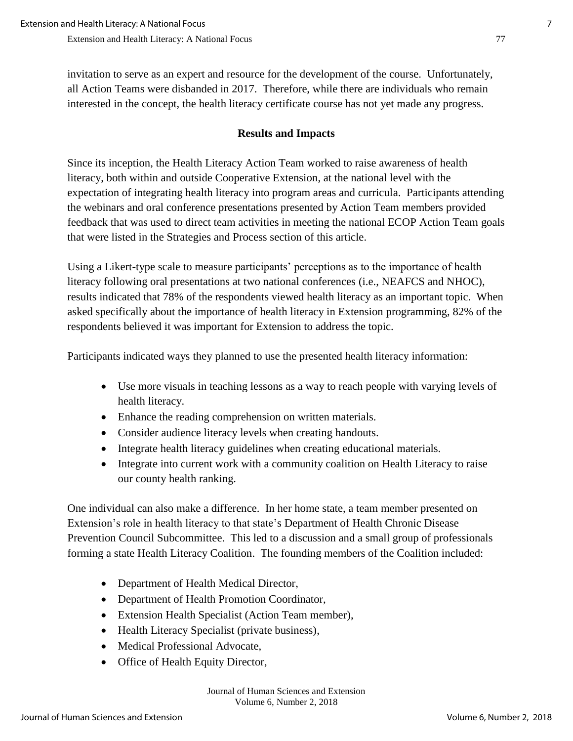invitation to serve as an expert and resource for the development of the course. Unfortunately, all Action Teams were disbanded in 2017. Therefore, while there are individuals who remain interested in the concept, the health literacy certificate course has not yet made any progress.

## Results and Impacts

Since its inception, the Health Literacy Action Team worked to raise awareness of health literacy, both within and outside Cooperative Extension, at the national level with the expectation of integrating health literacy into program areas and curricula. Participants attending the webinars and oral conference presentations presented by Action Team members provided feedback that was used to direct team activities in meeting the national ECOP Action Team goals that were listed in the Strategies and Process section of this article.

Using a Likert-type scale to measure participants' perceptions as to the importance of health literacy following oral presentations at two national conferences (i.e., NEAFCS and NHOC), results indicated that 78% of the respondents viewed health literacy as an important topic. When asked specifically about the importance of health literacy in Extension programming, 82% of the respondents believed it was important for Extension to address the topic.

Participants indicated ways they planned to use the presented health literacy information:

- Use more visuals in teaching lessons as a way to reach people with varying levels of health literacy.
- Enhance the reading comprehension on written materials.
- Consider audience literacy levels when creating handouts.
- Integrate health literacy guidelines when creating educational materials.
- Integrate into current work with a community coalition on Health Literacy to raise our county health ranking.

One individual can also make a difference. In her home state, a team member presented on Extension's role in health literacy to that state's Department of Health Chronic Disease Prevention Council Subcommittee. This led to a discussion and a small group of professionals forming a state Health Literacy Coalition. The founding members of the Coalition included:

- Department of Health Medical Director,
- Department of Health Promotion Coordinator,
- Extension Health Specialist (Action Team member),
- Health Literacy Specialist (private business),
- Medical Professional Advocate,
- Office of Health Equity Director,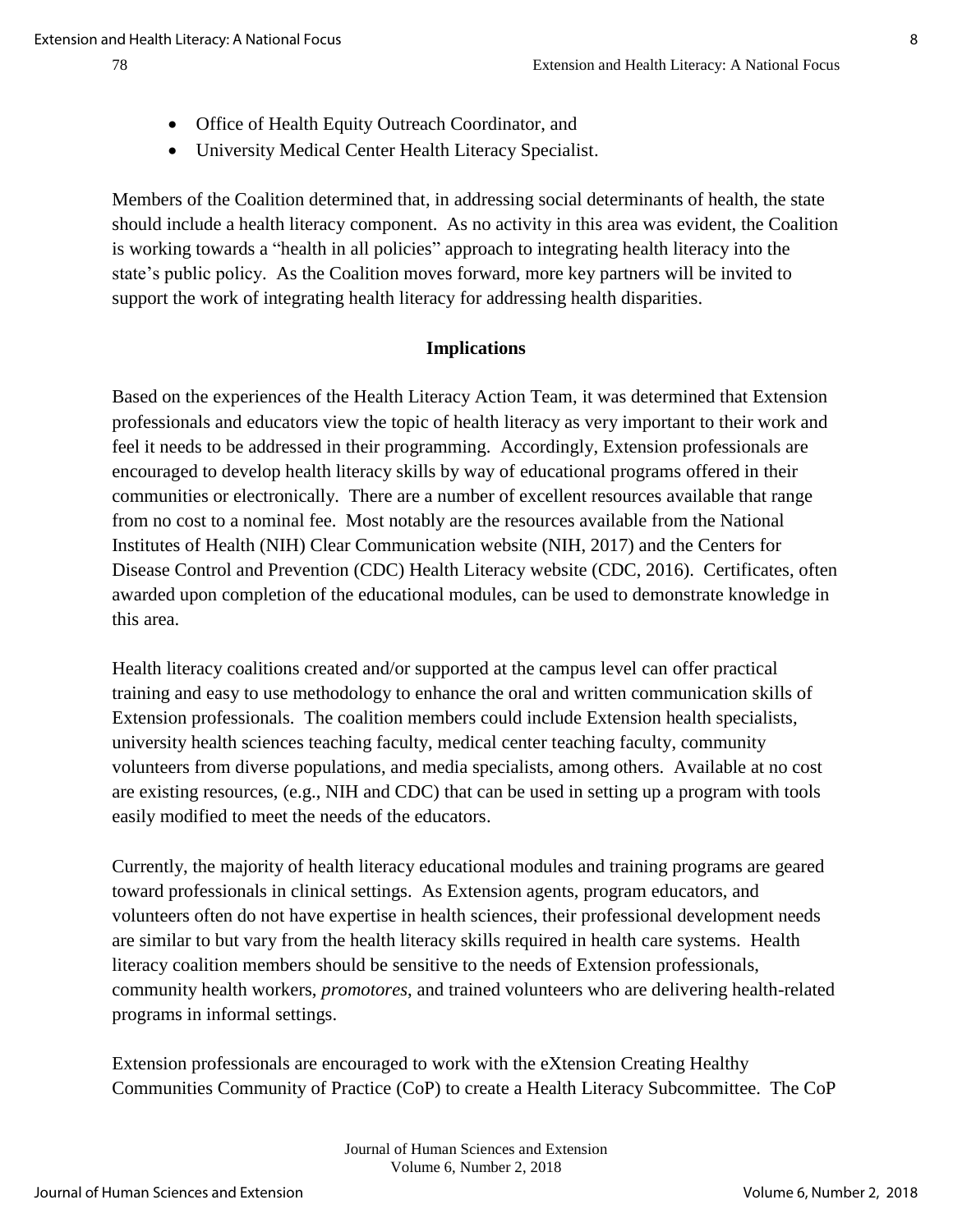- Office of Health Equity Outreach Coordinator, and
- University Medical Center Health Literacy Specialist.

Members of the Coalition determined that, in addressing social determinants of health, the state should include a health literacy component. As no activity in this area was evident, the Coalition is working towards a "health in all policies" approach to integrating health literacy into the state's public policy. As the Coalition moves forward, more key partners will be invited to support the work of integrating health literacy for addressing health disparities.

## Implications

Based on the experiences of the Health Literacy Action Team, it was determined that Extension professionals and educators view the topic of health literacy as very important to their work and feel it needs to be addressed in their programming. Accordingly, Extension professionals are encouraged to develop health literacy skills by way of educational programs offered in their communities or electronically. There are a number of excellent resources available that range from no cost to a nominal fee. Most notably are the resources available from the National Institutes of Health (NIH) Clear Communication website (NIH, 2017) and the Centers for Disease Control and Prevention (CDC) Health Literacy website (CDC, 2016). Certificates, often awarded upon completion of the educational modules, can be used to demonstrate knowledge in this area.

Health literacy coalitions created and/or supported at the campus level can offer practical training and easy to use methodology to enhance the oral and written communication skills of Extension professionals. The coalition members could include Extension health specialists, university health sciences teaching faculty, medical center teaching faculty, community volunteers from diverse populations, and media specialists, among others. Available at no cost are existing resources, (e.g., NIH and CDC) that can be used in setting up a program with tools easily modified to meet the needs of the educators.

Currently, the majority of health literacy educational modules and training programs are geared toward professionals in clinical settings. As Extension agents, program educators, and volunteers often do not have expertise in health sciences, their professional development needs are similar to but vary from the health literacy skills required in health care systems. Health literacy coalition members should be sensitive to the needs of Extension professionals, community health workers, *promotores*, and trained volunteers who are delivering health-related programs in informal settings.

Extension professionals are encouraged to work with the eXtension Creating Healthy Communities Community of Practice (CoP) to create a Health Literacy Subcommittee. The CoP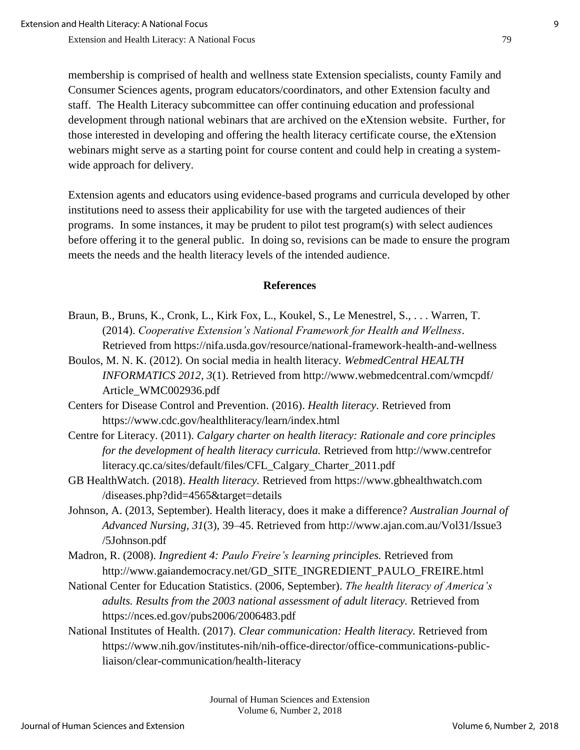membership is comprised of health and wellness state Extension specialists, county Family and Consumer Sciences agents, program educators/coordinators, and other Extension faculty and staff. The Health Literacy subcommittee can offer continuing education and professional development through national webinars that are archived on the eXtension website. Further, for those interested in developing and offering the health literacy certificate course, the eXtension webinars might serve as a starting point for course content and could help in creating a system-wide approach for delivery.

Extension agents and educators using evidence-based programs and curricula developed by other institutions need to assess their applicability for use with the targeted audiences of their programs. In some instances, it may be prudent to pilot test program(s) with select audiences before offering it to the general public. In doing so, revisions can be made to ensure the program meets the needs and the health literacy levels of the intended audience.

## References

Braun, B., Bruns, K., Cronk, L., Kirk Fox, L., Koukel, S., Le Menestrel, S., . . . Warren, T. (2014). *Cooperative Extension's National Framework for Health and Wellness*. Retrieved from https://nifa.usda.gov/resource/national-framework-health-and-wellness

Boulos, M. N. K. (2012). On social media in health literacy. *WebmedCentral HEALTH INFORMATICS 2012, 3*(1). Retrieved from http://www.webmedcentral.com/wmcpdf/Article_WMC002936.pdf

Centers for Disease Control and Prevention. (2016). *Health literacy*. Retrieved from https://www.cdc.gov/healthliteracy/learn/index.html

Centre for Literacy. (2011). *Calgary charter on health literacy: Rationale and core principles for the development of health literacy curricula.* Retrieved from http://www.centreforliteracy.qc.ca/sites/default/files/CFL_Calgary_Charter_2011.pdf

GB HealthWatch. (2018). *Health literacy.* Retrieved from https://www.gbhealthwatch.com/diseases.php?did=4565&target=details

Johnson, A. (2013, September). Health literacy, does it make a difference? *Australian Journal of Advanced Nursing, 31*(3), 39–45. Retrieved from http://www.ajan.com.au/Vol31/Issue3/5Johnson.pdf

Madron, R. (2008). *Ingredient 4: Paulo Freire's learning principles.* Retrieved from http://www.gaiandemocracy.net/GD_SITE_INGREDIENT_PAULO_FREIRE.html

National Center for Education Statistics. (2006, September). *The health literacy of America's adults. Results from the 2003 national assessment of adult literacy.* Retrieved from https://nces.ed.gov/pubs2006/2006483.pdf

National Institutes of Health. (2017). *Clear communication: Health literacy.* Retrieved from https://www.nih.gov/institutes-nih/nih-office-director/office-communications-public-liaison/clear-communication/health-literacy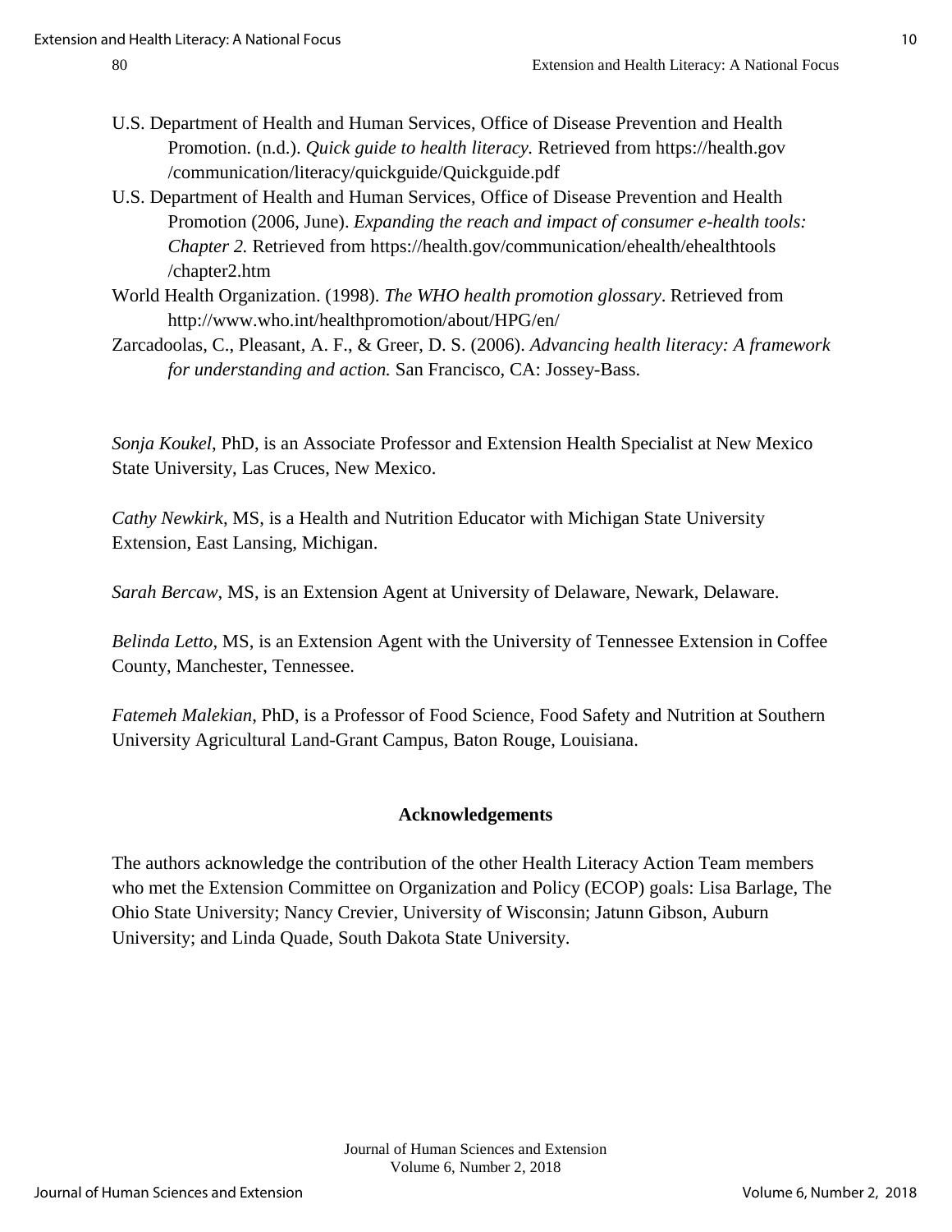U.S. Department of Health and Human Services, Office of Disease Prevention and Health Promotion. (n.d.). *Quick guide to health literacy.* Retrieved from https://health.gov/communication/literacy/quickguide/Quickguide.pdf

U.S. Department of Health and Human Services, Office of Disease Prevention and Health Promotion (2006, June). *Expanding the reach and impact of consumer e-health tools: Chapter 2.* Retrieved from https://health.gov/communication/ehealth/ehealthtools/chapter2.htm

World Health Organization. (1998). *The WHO health promotion glossary*. Retrieved from http://www.who.int/healthpromotion/about/HPG/en/

Zarcadoolas, C., Pleasant, A. F., & Greer, D. S. (2006). *Advancing health literacy: A framework for understanding and action.* San Francisco, CA: Jossey-Bass.

*Sonja Koukel*, PhD, is an Associate Professor and Extension Health Specialist at New Mexico State University, Las Cruces, New Mexico.

*Cathy Newkirk*, MS, is a Health and Nutrition Educator with Michigan State University Extension, East Lansing, Michigan.

*Sarah Bercaw*, MS, is an Extension Agent at University of Delaware, Newark, Delaware.

*Belinda Letto*, MS, is an Extension Agent with the University of Tennessee Extension in Coffee County, Manchester, Tennessee.

*Fatemeh Malekian*, PhD, is a Professor of Food Science, Food Safety and Nutrition at Southern University Agricultural Land-Grant Campus, Baton Rouge, Louisiana.

## Acknowledgements

The authors acknowledge the contribution of the other Health Literacy Action Team members who met the Extension Committee on Organization and Policy (ECOP) goals: Lisa Barlage, The Ohio State University; Nancy Crevier, University of Wisconsin; Jatunn Gibson, Auburn University; and Linda Quade, South Dakota State University.